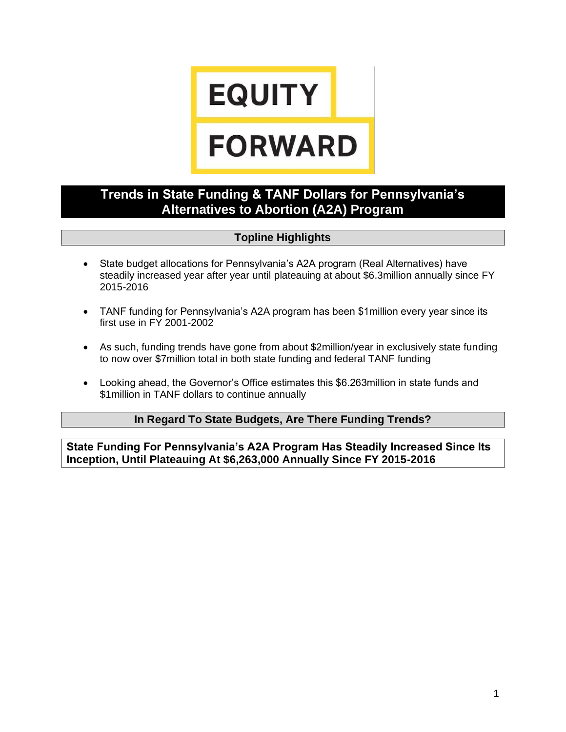EQUITY

FORWARD

# Trends in State Funding & TANF Dollars for Pennsylvania's Alternatives to Abortion (A2A) Program

## Topline Highlights

- State budget allocations for Pennsylvania's A2A program (Real Alternatives) have steadily increased year after year until plateauing at about $6.3million annually since FY 2015-2016
- TANF funding for Pennsylvania's A2A program has been $1million every year since its first use in FY 2001-2002
- As such, funding trends have gone from about $2million/year in exclusively state funding to now over $7million total in both state funding and federal TANF funding
- Looking ahead, the Governor's Office estimates this $6.263million in state funds and $1million in TANF dollars to continue annually

## In Regard To State Budgets, Are There Funding Trends?

### State Funding For Pennsylvania's A2A Program Has Steadily Increased Since Its Inception, Until Plateauing At $6,263,000 Annually Since FY 2015-2016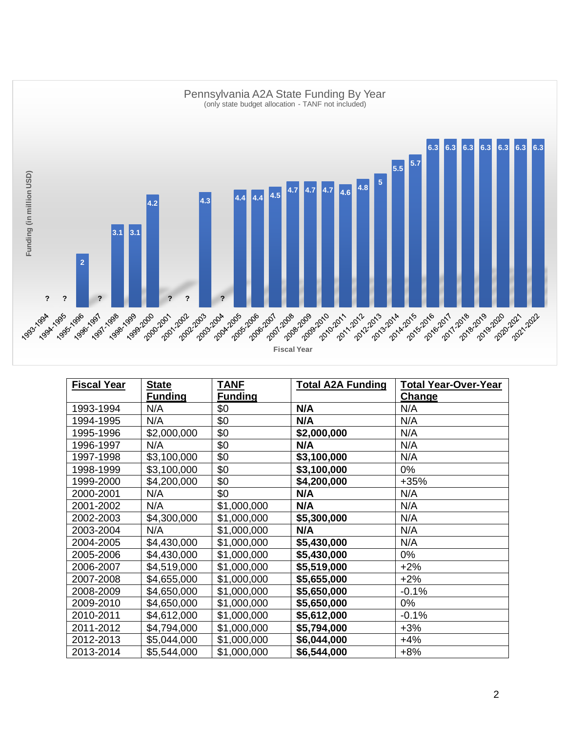Pennsylvania A2A State Funding By Year
(only state budget allocation - TANF not included)

| Fiscal Year | Funding (in million USD) |
|---|---|
| 1993-1994 | ? |
| 1994-1995 | ? |
| 1995-1996 | 2 |
| 1996-1997 | ? |
| 1997-1998 | 3.1 |
| 1998-1999 | 3.1 |
| 1999-2000 | 4.2 |
| 2000-2001 | ? |
| 2001-2002 | ? |
| 2002-2003 | 4.3 |
| 2003-2004 | ? |
| 2004-2005 | 4.4 |
| 2005-2006 | 4.4 |
| 2006-2007 | 4.5 |
| 2007-2008 | 4.7 |
| 2008-2009 | 4.7 |
| 2009-2010 | 4.7 |
| 2010-2011 | 4.6 |
| 2011-2012 | 4.8 |
| 2012-2013 | 5 |
| 2013-2014 | 5.5 |
| 2014-2015 | 5.7 |
| 2015-2016 | 6.3 |
| 2016-2017 | 6.3 |
| 2017-2018 | 6.3 |
| 2018-2019 | 6.3 |
| 2019-2020 | 6.3 |
| 2020-2021 | 6.3 |
| 2021-2022 | 6.3 |

| Fiscal Year | State Funding | TANF Funding | Total A2A Funding | Total Year-Over-Year Change |
|---|---|---|---|---|
| 1993-1994 | N/A | $0 | **N/A** | N/A |
| 1994-1995 | N/A | $0 | **N/A** | N/A |
| 1995-1996 | $2,000,000 | $0 | **$2,000,000** | N/A |
| 1996-1997 | N/A | $0 | **N/A** | N/A |
| 1997-1998 | $3,100,000 | $0 | **$3,100,000** | N/A |
| 1998-1999 | $3,100,000 | $0 | **$3,100,000** | 0% |
| 1999-2000 | $4,200,000 | $0 | **$4,200,000** | +35% |
| 2000-2001 | N/A | $0 | **N/A** | N/A |
| 2001-2002 | N/A | $1,000,000 | **N/A** | N/A |
| 2002-2003 | $4,300,000 | $1,000,000 | **$5,300,000** | N/A |
| 2003-2004 | N/A | $1,000,000 | **N/A** | N/A |
| 2004-2005 | $4,430,000 | $1,000,000 | **$5,430,000** | N/A |
| 2005-2006 | $4,430,000 | $1,000,000 | **$5,430,000** | 0% |
| 2006-2007 | $4,519,000 | $1,000,000 | **$5,519,000** | +2% |
| 2007-2008 | $4,655,000 | $1,000,000 | **$5,655,000** | +2% |
| 2008-2009 | $4,650,000 | $1,000,000 | **$5,650,000** | -0.1% |
| 2009-2010 | $4,650,000 | $1,000,000 | **$5,650,000** | 0% |
| 2010-2011 | $4,612,000 | $1,000,000 | **$5,612,000** | -0.1% |
| 2011-2012 | $4,794,000 | $1,000,000 | **$5,794,000** | +3% |
| 2012-2013 | $5,044,000 | $1,000,000 | **$6,044,000** | +4% |
| 2013-2014 | $5,544,000 | $1,000,000 | **$6,544,000** | +8% |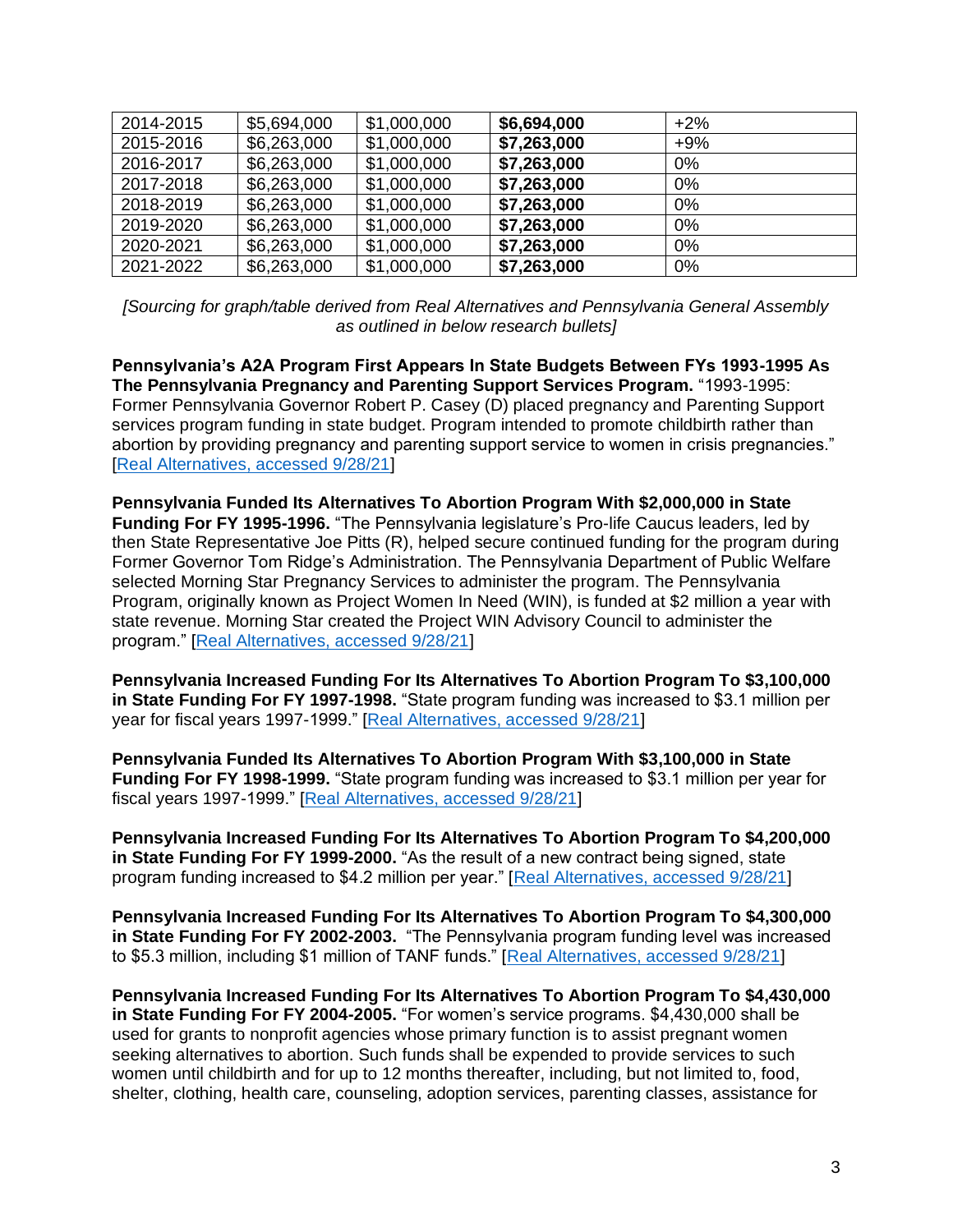| 2014-2015 | $5,694,000 | $1,000,000 | **$6,694,000** | +2% |
|---|---|---|---|---|
| 2015-2016 | $6,263,000 | $1,000,000 | **$7,263,000** | +9% |
| 2016-2017 | $6,263,000 | $1,000,000 | **$7,263,000** | 0% |
| 2017-2018 | $6,263,000 | $1,000,000 | **$7,263,000** | 0% |
| 2018-2019 | $6,263,000 | $1,000,000 | **$7,263,000** | 0% |
| 2019-2020 | $6,263,000 | $1,000,000 | **$7,263,000** | 0% |
| 2020-2021 | $6,263,000 | $1,000,000 | **$7,263,000** | 0% |
| 2021-2022 | $6,263,000 | $1,000,000 | **$7,263,000** | 0% |

*[Sourcing for graph/table derived from Real Alternatives and Pennsylvania General Assembly as outlined in below research bullets]*

**Pennsylvania's A2A Program First Appears In State Budgets Between FYs 1993-1995 As The Pennsylvania Pregnancy and Parenting Support Services Program.** "1993-1995: Former Pennsylvania Governor Robert P. Casey (D) placed pregnancy and Parenting Support services program funding in state budget. Program intended to promote childbirth rather than abortion by providing pregnancy and parenting support service to women in crisis pregnancies." [Real Alternatives, accessed 9/28/21]

**Pennsylvania Funded Its Alternatives To Abortion Program With $2,000,000 in State Funding For FY 1995-1996.** "The Pennsylvania legislature's Pro-life Caucus leaders, led by then State Representative Joe Pitts (R), helped secure continued funding for the program during Former Governor Tom Ridge's Administration. The Pennsylvania Department of Public Welfare selected Morning Star Pregnancy Services to administer the program. The Pennsylvania Program, originally known as Project Women In Need (WIN), is funded at $2 million a year with state revenue. Morning Star created the Project WIN Advisory Council to administer the program." [Real Alternatives, accessed 9/28/21]

**Pennsylvania Increased Funding For Its Alternatives To Abortion Program To $3,100,000 in State Funding For FY 1997-1998.** "State program funding was increased to $3.1 million per year for fiscal years 1997-1999." [Real Alternatives, accessed 9/28/21]

**Pennsylvania Funded Its Alternatives To Abortion Program With $3,100,000 in State Funding For FY 1998-1999.** "State program funding was increased to $3.1 million per year for fiscal years 1997-1999." [Real Alternatives, accessed 9/28/21]

**Pennsylvania Increased Funding For Its Alternatives To Abortion Program To $4,200,000 in State Funding For FY 1999-2000.** "As the result of a new contract being signed, state program funding increased to $4.2 million per year." [Real Alternatives, accessed 9/28/21]

**Pennsylvania Increased Funding For Its Alternatives To Abortion Program To $4,300,000 in State Funding For FY 2002-2003.** "The Pennsylvania program funding level was increased to $5.3 million, including $1 million of TANF funds." [Real Alternatives, accessed 9/28/21]

**Pennsylvania Increased Funding For Its Alternatives To Abortion Program To $4,430,000 in State Funding For FY 2004-2005.** "For women's service programs. $4,430,000 shall be used for grants to nonprofit agencies whose primary function is to assist pregnant women seeking alternatives to abortion. Such funds shall be expended to provide services to such women until childbirth and for up to 12 months thereafter, including, but not limited to, food, shelter, clothing, health care, counseling, adoption services, parenting classes, assistance for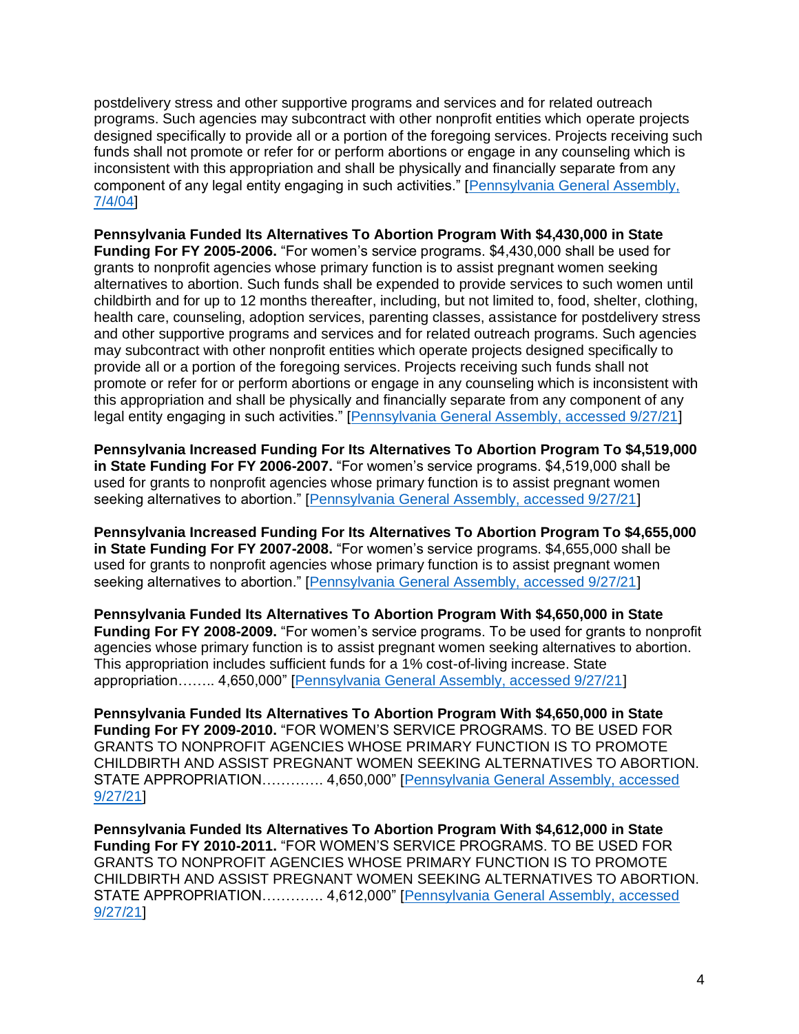postdelivery stress and other supportive programs and services and for related outreach programs. Such agencies may subcontract with other nonprofit entities which operate projects designed specifically to provide all or a portion of the foregoing services. Projects receiving such funds shall not promote or refer for or perform abortions or engage in any counseling which is inconsistent with this appropriation and shall be physically and financially separate from any component of any legal entity engaging in such activities." [Pennsylvania General Assembly, 7/4/04]

**Pennsylvania Funded Its Alternatives To Abortion Program With $4,430,000 in State Funding For FY 2005-2006.** "For women's service programs. $4,430,000 shall be used for grants to nonprofit agencies whose primary function is to assist pregnant women seeking alternatives to abortion. Such funds shall be expended to provide services to such women until childbirth and for up to 12 months thereafter, including, but not limited to, food, shelter, clothing, health care, counseling, adoption services, parenting classes, assistance for postdelivery stress and other supportive programs and services and for related outreach programs. Such agencies may subcontract with other nonprofit entities which operate projects designed specifically to provide all or a portion of the foregoing services. Projects receiving such funds shall not promote or refer for or perform abortions or engage in any counseling which is inconsistent with this appropriation and shall be physically and financially separate from any component of any legal entity engaging in such activities." [Pennsylvania General Assembly, accessed 9/27/21]

**Pennsylvania Increased Funding For Its Alternatives To Abortion Program To $4,519,000 in State Funding For FY 2006-2007.** "For women's service programs. $4,519,000 shall be used for grants to nonprofit agencies whose primary function is to assist pregnant women seeking alternatives to abortion." [Pennsylvania General Assembly, accessed 9/27/21]

**Pennsylvania Increased Funding For Its Alternatives To Abortion Program To $4,655,000 in State Funding For FY 2007-2008.** "For women's service programs. $4,655,000 shall be used for grants to nonprofit agencies whose primary function is to assist pregnant women seeking alternatives to abortion." [Pennsylvania General Assembly, accessed 9/27/21]

**Pennsylvania Funded Its Alternatives To Abortion Program With $4,650,000 in State Funding For FY 2008-2009.** "For women's service programs. To be used for grants to nonprofit agencies whose primary function is to assist pregnant women seeking alternatives to abortion. This appropriation includes sufficient funds for a 1% cost-of-living increase. State appropriation........ 4,650,000" [Pennsylvania General Assembly, accessed 9/27/21]

**Pennsylvania Funded Its Alternatives To Abortion Program With $4,650,000 in State Funding For FY 2009-2010.** "FOR WOMEN'S SERVICE PROGRAMS. TO BE USED FOR GRANTS TO NONPROFIT AGENCIES WHOSE PRIMARY FUNCTION IS TO PROMOTE CHILDBIRTH AND ASSIST PREGNANT WOMEN SEEKING ALTERNATIVES TO ABORTION. STATE APPROPRIATION............. 4,650,000" [Pennsylvania General Assembly, accessed 9/27/21]

**Pennsylvania Funded Its Alternatives To Abortion Program With $4,612,000 in State Funding For FY 2010-2011.** "FOR WOMEN'S SERVICE PROGRAMS. TO BE USED FOR GRANTS TO NONPROFIT AGENCIES WHOSE PRIMARY FUNCTION IS TO PROMOTE CHILDBIRTH AND ASSIST PREGNANT WOMEN SEEKING ALTERNATIVES TO ABORTION. STATE APPROPRIATION............. 4,612,000" [Pennsylvania General Assembly, accessed 9/27/21]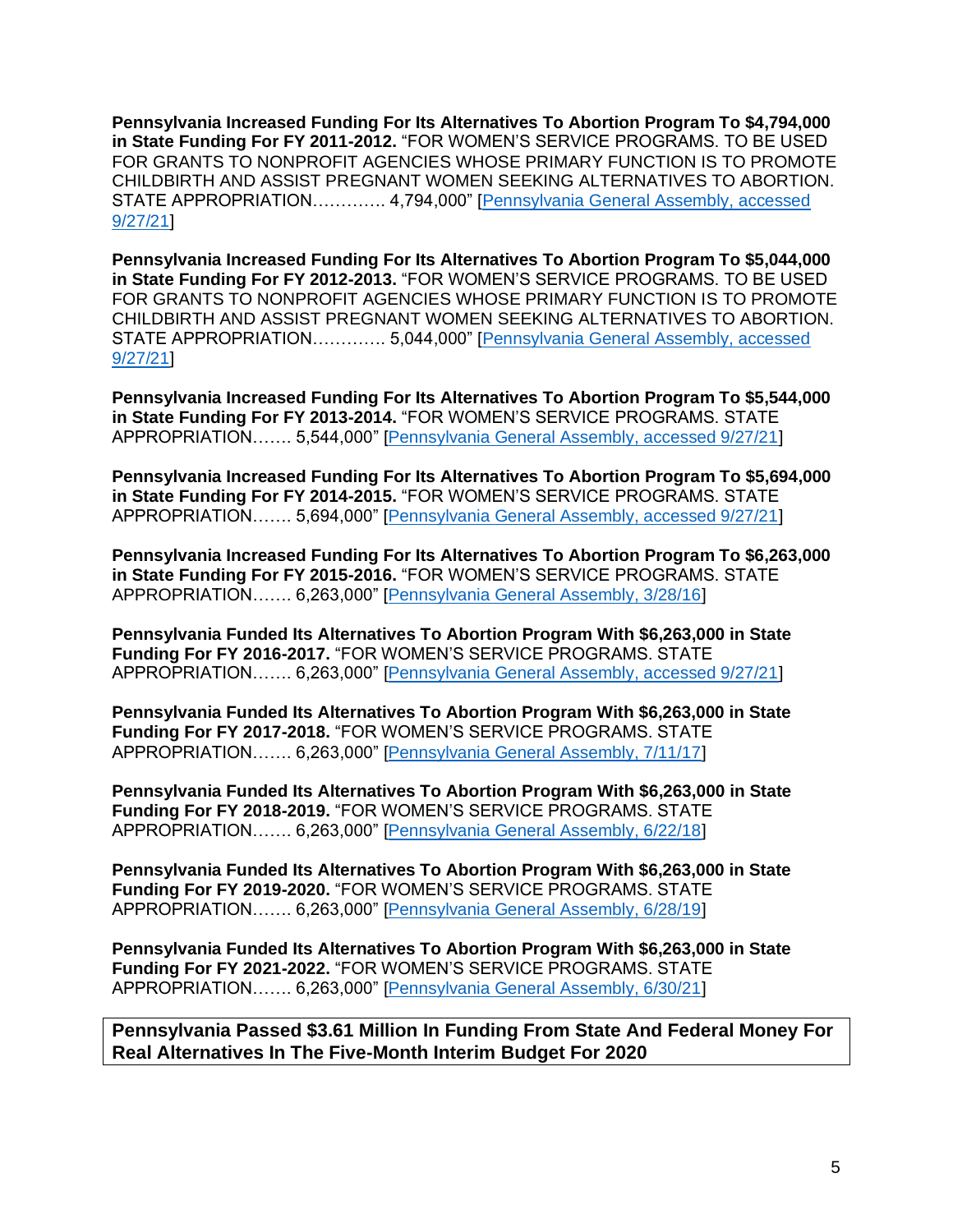**Pennsylvania Increased Funding For Its Alternatives To Abortion Program To $4,794,000 in State Funding For FY 2011-2012.** "FOR WOMEN'S SERVICE PROGRAMS. TO BE USED FOR GRANTS TO NONPROFIT AGENCIES WHOSE PRIMARY FUNCTION IS TO PROMOTE CHILDBIRTH AND ASSIST PREGNANT WOMEN SEEKING ALTERNATIVES TO ABORTION. STATE APPROPRIATION............. 4,794,000" [Pennsylvania General Assembly, accessed 9/27/21]

**Pennsylvania Increased Funding For Its Alternatives To Abortion Program To $5,044,000 in State Funding For FY 2012-2013.** "FOR WOMEN'S SERVICE PROGRAMS. TO BE USED FOR GRANTS TO NONPROFIT AGENCIES WHOSE PRIMARY FUNCTION IS TO PROMOTE CHILDBIRTH AND ASSIST PREGNANT WOMEN SEEKING ALTERNATIVES TO ABORTION. STATE APPROPRIATION............. 5,044,000" [Pennsylvania General Assembly, accessed 9/27/21]

**Pennsylvania Increased Funding For Its Alternatives To Abortion Program To $5,544,000 in State Funding For FY 2013-2014.** "FOR WOMEN'S SERVICE PROGRAMS. STATE APPROPRIATION....... 5,544,000" [Pennsylvania General Assembly, accessed 9/27/21]

**Pennsylvania Increased Funding For Its Alternatives To Abortion Program To $5,694,000 in State Funding For FY 2014-2015.** "FOR WOMEN'S SERVICE PROGRAMS. STATE APPROPRIATION....... 5,694,000" [Pennsylvania General Assembly, accessed 9/27/21]

**Pennsylvania Increased Funding For Its Alternatives To Abortion Program To $6,263,000 in State Funding For FY 2015-2016.** "FOR WOMEN'S SERVICE PROGRAMS. STATE APPROPRIATION....... 6,263,000" [Pennsylvania General Assembly, 3/28/16]

**Pennsylvania Funded Its Alternatives To Abortion Program With $6,263,000 in State Funding For FY 2016-2017.** "FOR WOMEN'S SERVICE PROGRAMS. STATE APPROPRIATION....... 6,263,000" [Pennsylvania General Assembly, accessed 9/27/21]

**Pennsylvania Funded Its Alternatives To Abortion Program With $6,263,000 in State Funding For FY 2017-2018.** "FOR WOMEN'S SERVICE PROGRAMS. STATE APPROPRIATION....... 6,263,000" [Pennsylvania General Assembly, 7/11/17]

**Pennsylvania Funded Its Alternatives To Abortion Program With $6,263,000 in State Funding For FY 2018-2019.** "FOR WOMEN'S SERVICE PROGRAMS. STATE APPROPRIATION....... 6,263,000" [Pennsylvania General Assembly, 6/22/18]

**Pennsylvania Funded Its Alternatives To Abortion Program With $6,263,000 in State Funding For FY 2019-2020.** "FOR WOMEN'S SERVICE PROGRAMS. STATE APPROPRIATION....... 6,263,000" [Pennsylvania General Assembly, 6/28/19]

**Pennsylvania Funded Its Alternatives To Abortion Program With $6,263,000 in State Funding For FY 2021-2022.** "FOR WOMEN'S SERVICE PROGRAMS. STATE APPROPRIATION....... 6,263,000" [Pennsylvania General Assembly, 6/30/21]

**Pennsylvania Passed $3.61 Million In Funding From State And Federal Money For Real Alternatives In The Five-Month Interim Budget For 2020**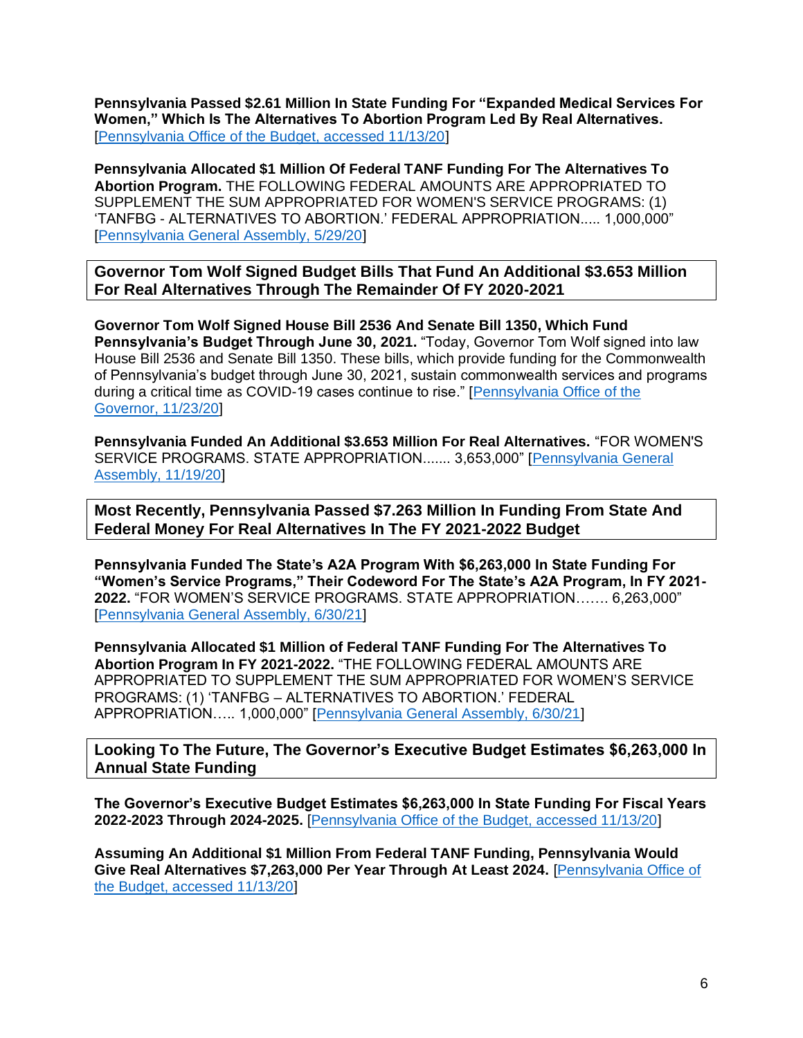**Pennsylvania Passed $2.61 Million In State Funding For "Expanded Medical Services For Women," Which Is The Alternatives To Abortion Program Led By Real Alternatives.** [Pennsylvania Office of the Budget, accessed 11/13/20]

**Pennsylvania Allocated $1 Million Of Federal TANF Funding For The Alternatives To Abortion Program.** THE FOLLOWING FEDERAL AMOUNTS ARE APPROPRIATED TO SUPPLEMENT THE SUM APPROPRIATED FOR WOMEN'S SERVICE PROGRAMS: (1) 'TANFBG - ALTERNATIVES TO ABORTION.' FEDERAL APPROPRIATION..... 1,000,000" [Pennsylvania General Assembly, 5/29/20]

## Governor Tom Wolf Signed Budget Bills That Fund An Additional $3.653 Million For Real Alternatives Through The Remainder Of FY 2020-2021

**Governor Tom Wolf Signed House Bill 2536 And Senate Bill 1350, Which Fund Pennsylvania's Budget Through June 30, 2021.** "Today, Governor Tom Wolf signed into law House Bill 2536 and Senate Bill 1350. These bills, which provide funding for the Commonwealth of Pennsylvania's budget through June 30, 2021, sustain commonwealth services and programs during a critical time as COVID-19 cases continue to rise." [Pennsylvania Office of the Governor, 11/23/20]

**Pennsylvania Funded An Additional $3.653 Million For Real Alternatives.** "FOR WOMEN'S SERVICE PROGRAMS. STATE APPROPRIATION....... 3,653,000" [Pennsylvania General Assembly, 11/19/20]

## Most Recently, Pennsylvania Passed $7.263 Million In Funding From State And Federal Money For Real Alternatives In The FY 2021-2022 Budget

**Pennsylvania Funded The State's A2A Program With $6,263,000 In State Funding For "Women's Service Programs," Their Codeword For The State's A2A Program, In FY 2021-2022.** "FOR WOMEN'S SERVICE PROGRAMS. STATE APPROPRIATION……. 6,263,000" [Pennsylvania General Assembly, 6/30/21]

**Pennsylvania Allocated $1 Million of Federal TANF Funding For The Alternatives To Abortion Program In FY 2021-2022.** "THE FOLLOWING FEDERAL AMOUNTS ARE APPROPRIATED TO SUPPLEMENT THE SUM APPROPRIATED FOR WOMEN'S SERVICE PROGRAMS: (1) 'TANFBG – ALTERNATIVES TO ABORTION.' FEDERAL APPROPRIATION….. 1,000,000" [Pennsylvania General Assembly, 6/30/21]

## Looking To The Future, The Governor's Executive Budget Estimates $6,263,000 In Annual State Funding

**The Governor's Executive Budget Estimates $6,263,000 In State Funding For Fiscal Years 2022-2023 Through 2024-2025.** [Pennsylvania Office of the Budget, accessed 11/13/20]

**Assuming An Additional $1 Million From Federal TANF Funding, Pennsylvania Would Give Real Alternatives $7,263,000 Per Year Through At Least 2024.** [Pennsylvania Office of the Budget, accessed 11/13/20]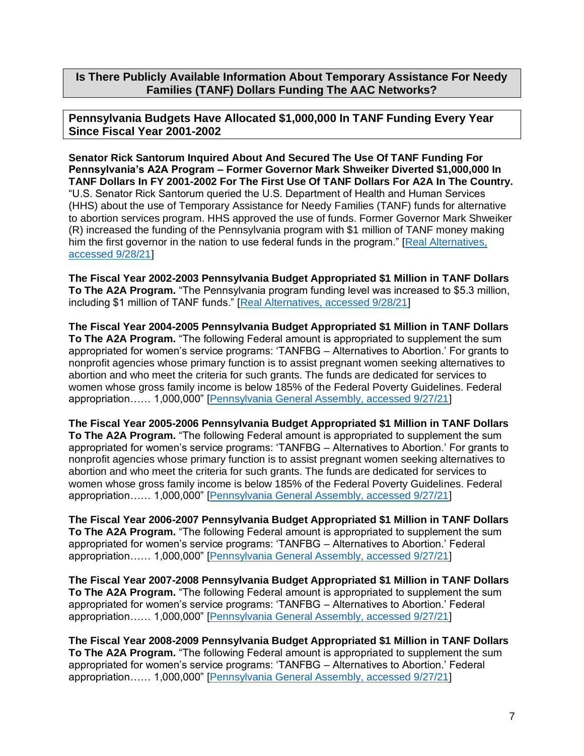## Is There Publicly Available Information About Temporary Assistance For Needy Families (TANF) Dollars Funding The AAC Networks?

### Pennsylvania Budgets Have Allocated $1,000,000 In TANF Funding Every Year Since Fiscal Year 2001-2002

**Senator Rick Santorum Inquired About And Secured The Use Of TANF Funding For Pennsylvania's A2A Program – Former Governor Mark Shweiker Diverted $1,000,000 In TANF Dollars In FY 2001-2002 For The First Use Of TANF Dollars For A2A In The Country.** "U.S. Senator Rick Santorum queried the U.S. Department of Health and Human Services (HHS) about the use of Temporary Assistance for Needy Families (TANF) funds for alternative to abortion services program. HHS approved the use of funds. Former Governor Mark Shweiker (R) increased the funding of the Pennsylvania program with $1 million of TANF money making him the first governor in the nation to use federal funds in the program." [Real Alternatives, accessed 9/28/21]

**The Fiscal Year 2002-2003 Pennsylvania Budget Appropriated $1 Million in TANF Dollars To The A2A Program.** "The Pennsylvania program funding level was increased to $5.3 million, including $1 million of TANF funds." [Real Alternatives, accessed 9/28/21]

**The Fiscal Year 2004-2005 Pennsylvania Budget Appropriated $1 Million in TANF Dollars To The A2A Program.** "The following Federal amount is appropriated to supplement the sum appropriated for women's service programs: 'TANFBG – Alternatives to Abortion.' For grants to nonprofit agencies whose primary function is to assist pregnant women seeking alternatives to abortion and who meet the criteria for such grants. The funds are dedicated for services to women whose gross family income is below 185% of the Federal Poverty Guidelines. Federal appropriation...... 1,000,000" [Pennsylvania General Assembly, accessed 9/27/21]

**The Fiscal Year 2005-2006 Pennsylvania Budget Appropriated $1 Million in TANF Dollars To The A2A Program.** "The following Federal amount is appropriated to supplement the sum appropriated for women's service programs: 'TANFBG – Alternatives to Abortion.' For grants to nonprofit agencies whose primary function is to assist pregnant women seeking alternatives to abortion and who meet the criteria for such grants. The funds are dedicated for services to women whose gross family income is below 185% of the Federal Poverty Guidelines. Federal appropriation...... 1,000,000" [Pennsylvania General Assembly, accessed 9/27/21]

**The Fiscal Year 2006-2007 Pennsylvania Budget Appropriated $1 Million in TANF Dollars To The A2A Program.** "The following Federal amount is appropriated to supplement the sum appropriated for women's service programs: 'TANFBG – Alternatives to Abortion.' Federal appropriation...... 1,000,000" [Pennsylvania General Assembly, accessed 9/27/21]

**The Fiscal Year 2007-2008 Pennsylvania Budget Appropriated $1 Million in TANF Dollars To The A2A Program.** "The following Federal amount is appropriated to supplement the sum appropriated for women's service programs: 'TANFBG – Alternatives to Abortion.' Federal appropriation...... 1,000,000" [Pennsylvania General Assembly, accessed 9/27/21]

**The Fiscal Year 2008-2009 Pennsylvania Budget Appropriated $1 Million in TANF Dollars To The A2A Program.** "The following Federal amount is appropriated to supplement the sum appropriated for women's service programs: 'TANFBG – Alternatives to Abortion.' Federal appropriation...... 1,000,000" [Pennsylvania General Assembly, accessed 9/27/21]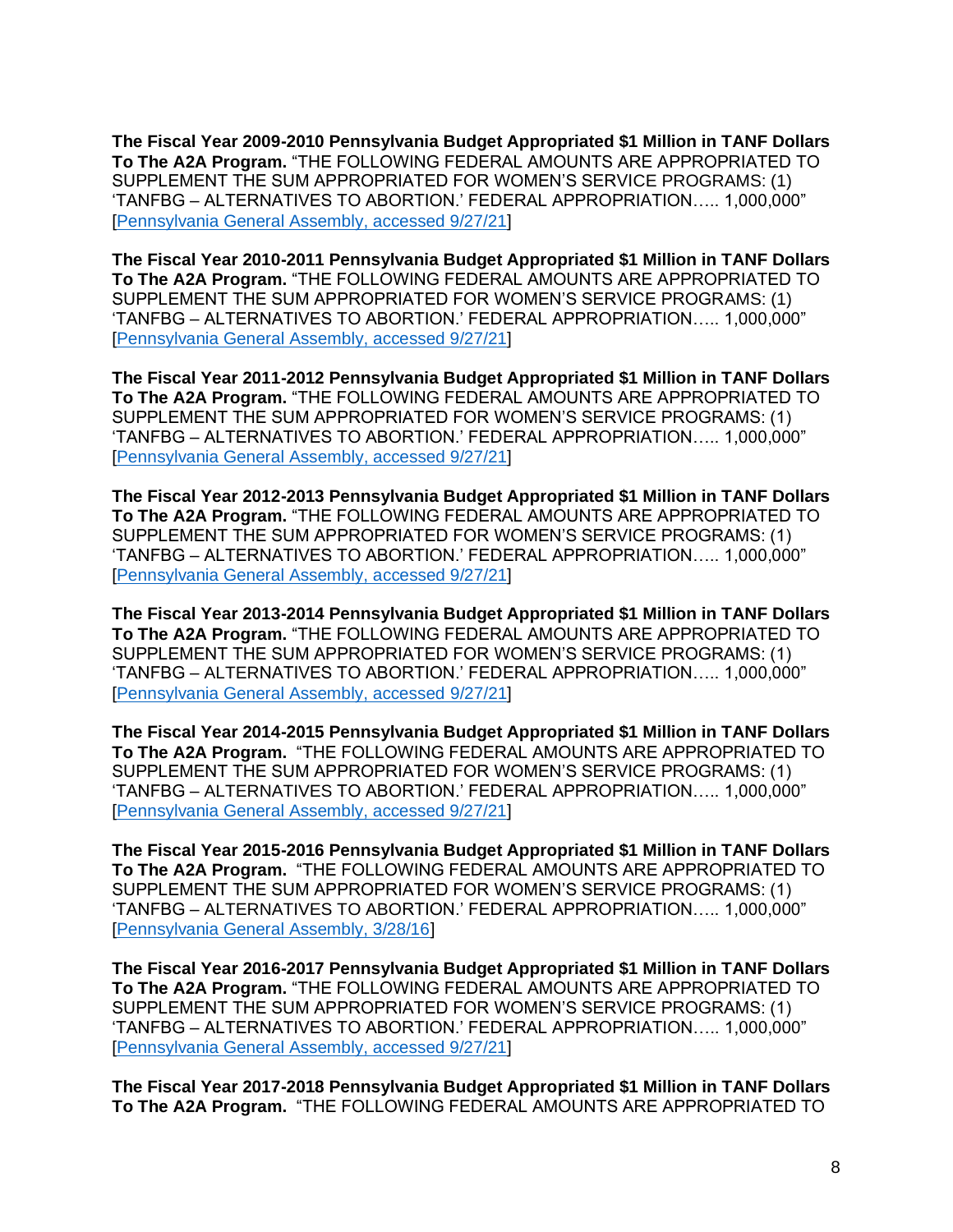**The Fiscal Year 2009-2010 Pennsylvania Budget Appropriated $1 Million in TANF Dollars To The A2A Program.** "THE FOLLOWING FEDERAL AMOUNTS ARE APPROPRIATED TO SUPPLEMENT THE SUM APPROPRIATED FOR WOMEN'S SERVICE PROGRAMS: (1) 'TANFBG – ALTERNATIVES TO ABORTION.' FEDERAL APPROPRIATION….. 1,000,000" [Pennsylvania General Assembly, accessed 9/27/21]

**The Fiscal Year 2010-2011 Pennsylvania Budget Appropriated $1 Million in TANF Dollars To The A2A Program.** "THE FOLLOWING FEDERAL AMOUNTS ARE APPROPRIATED TO SUPPLEMENT THE SUM APPROPRIATED FOR WOMEN'S SERVICE PROGRAMS: (1) 'TANFBG – ALTERNATIVES TO ABORTION.' FEDERAL APPROPRIATION….. 1,000,000" [Pennsylvania General Assembly, accessed 9/27/21]

**The Fiscal Year 2011-2012 Pennsylvania Budget Appropriated $1 Million in TANF Dollars To The A2A Program.** "THE FOLLOWING FEDERAL AMOUNTS ARE APPROPRIATED TO SUPPLEMENT THE SUM APPROPRIATED FOR WOMEN'S SERVICE PROGRAMS: (1) 'TANFBG – ALTERNATIVES TO ABORTION.' FEDERAL APPROPRIATION….. 1,000,000" [Pennsylvania General Assembly, accessed 9/27/21]

**The Fiscal Year 2012-2013 Pennsylvania Budget Appropriated $1 Million in TANF Dollars To The A2A Program.** "THE FOLLOWING FEDERAL AMOUNTS ARE APPROPRIATED TO SUPPLEMENT THE SUM APPROPRIATED FOR WOMEN'S SERVICE PROGRAMS: (1) 'TANFBG – ALTERNATIVES TO ABORTION.' FEDERAL APPROPRIATION….. 1,000,000" [Pennsylvania General Assembly, accessed 9/27/21]

**The Fiscal Year 2013-2014 Pennsylvania Budget Appropriated $1 Million in TANF Dollars To The A2A Program.** "THE FOLLOWING FEDERAL AMOUNTS ARE APPROPRIATED TO SUPPLEMENT THE SUM APPROPRIATED FOR WOMEN'S SERVICE PROGRAMS: (1) 'TANFBG – ALTERNATIVES TO ABORTION.' FEDERAL APPROPRIATION….. 1,000,000" [Pennsylvania General Assembly, accessed 9/27/21]

**The Fiscal Year 2014-2015 Pennsylvania Budget Appropriated $1 Million in TANF Dollars To The A2A Program.** "THE FOLLOWING FEDERAL AMOUNTS ARE APPROPRIATED TO SUPPLEMENT THE SUM APPROPRIATED FOR WOMEN'S SERVICE PROGRAMS: (1) 'TANFBG – ALTERNATIVES TO ABORTION.' FEDERAL APPROPRIATION….. 1,000,000" [Pennsylvania General Assembly, accessed 9/27/21]

**The Fiscal Year 2015-2016 Pennsylvania Budget Appropriated $1 Million in TANF Dollars To The A2A Program.** "THE FOLLOWING FEDERAL AMOUNTS ARE APPROPRIATED TO SUPPLEMENT THE SUM APPROPRIATED FOR WOMEN'S SERVICE PROGRAMS: (1) 'TANFBG – ALTERNATIVES TO ABORTION.' FEDERAL APPROPRIATION….. 1,000,000" [Pennsylvania General Assembly, 3/28/16]

**The Fiscal Year 2016-2017 Pennsylvania Budget Appropriated $1 Million in TANF Dollars To The A2A Program.** "THE FOLLOWING FEDERAL AMOUNTS ARE APPROPRIATED TO SUPPLEMENT THE SUM APPROPRIATED FOR WOMEN'S SERVICE PROGRAMS: (1) 'TANFBG – ALTERNATIVES TO ABORTION.' FEDERAL APPROPRIATION….. 1,000,000" [Pennsylvania General Assembly, accessed 9/27/21]

**The Fiscal Year 2017-2018 Pennsylvania Budget Appropriated $1 Million in TANF Dollars To The A2A Program.** "THE FOLLOWING FEDERAL AMOUNTS ARE APPROPRIATED TO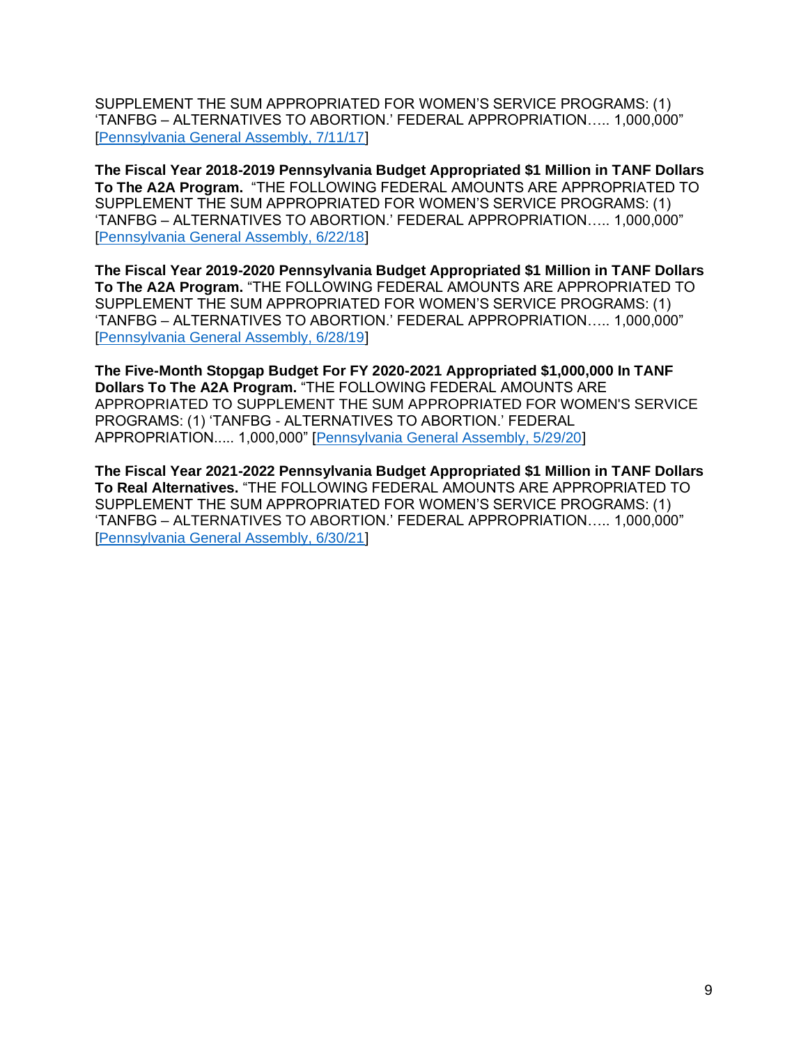SUPPLEMENT THE SUM APPROPRIATED FOR WOMEN'S SERVICE PROGRAMS: (1) 'TANFBG – ALTERNATIVES TO ABORTION.' FEDERAL APPROPRIATION….. 1,000,000" [Pennsylvania General Assembly, 7/11/17]

**The Fiscal Year 2018-2019 Pennsylvania Budget Appropriated $1 Million in TANF Dollars To The A2A Program.** "THE FOLLOWING FEDERAL AMOUNTS ARE APPROPRIATED TO SUPPLEMENT THE SUM APPROPRIATED FOR WOMEN'S SERVICE PROGRAMS: (1) 'TANFBG – ALTERNATIVES TO ABORTION.' FEDERAL APPROPRIATION….. 1,000,000" [Pennsylvania General Assembly, 6/22/18]

**The Fiscal Year 2019-2020 Pennsylvania Budget Appropriated $1 Million in TANF Dollars To The A2A Program.** "THE FOLLOWING FEDERAL AMOUNTS ARE APPROPRIATED TO SUPPLEMENT THE SUM APPROPRIATED FOR WOMEN'S SERVICE PROGRAMS: (1) 'TANFBG – ALTERNATIVES TO ABORTION.' FEDERAL APPROPRIATION….. 1,000,000" [Pennsylvania General Assembly, 6/28/19]

**The Five-Month Stopgap Budget For FY 2020-2021 Appropriated $1,000,000 In TANF Dollars To The A2A Program.** "THE FOLLOWING FEDERAL AMOUNTS ARE APPROPRIATED TO SUPPLEMENT THE SUM APPROPRIATED FOR WOMEN'S SERVICE PROGRAMS: (1) 'TANFBG - ALTERNATIVES TO ABORTION.' FEDERAL APPROPRIATION..... 1,000,000" [Pennsylvania General Assembly, 5/29/20]

**The Fiscal Year 2021-2022 Pennsylvania Budget Appropriated $1 Million in TANF Dollars To Real Alternatives.** "THE FOLLOWING FEDERAL AMOUNTS ARE APPROPRIATED TO SUPPLEMENT THE SUM APPROPRIATED FOR WOMEN'S SERVICE PROGRAMS: (1) 'TANFBG – ALTERNATIVES TO ABORTION.' FEDERAL APPROPRIATION….. 1,000,000" [Pennsylvania General Assembly, 6/30/21]